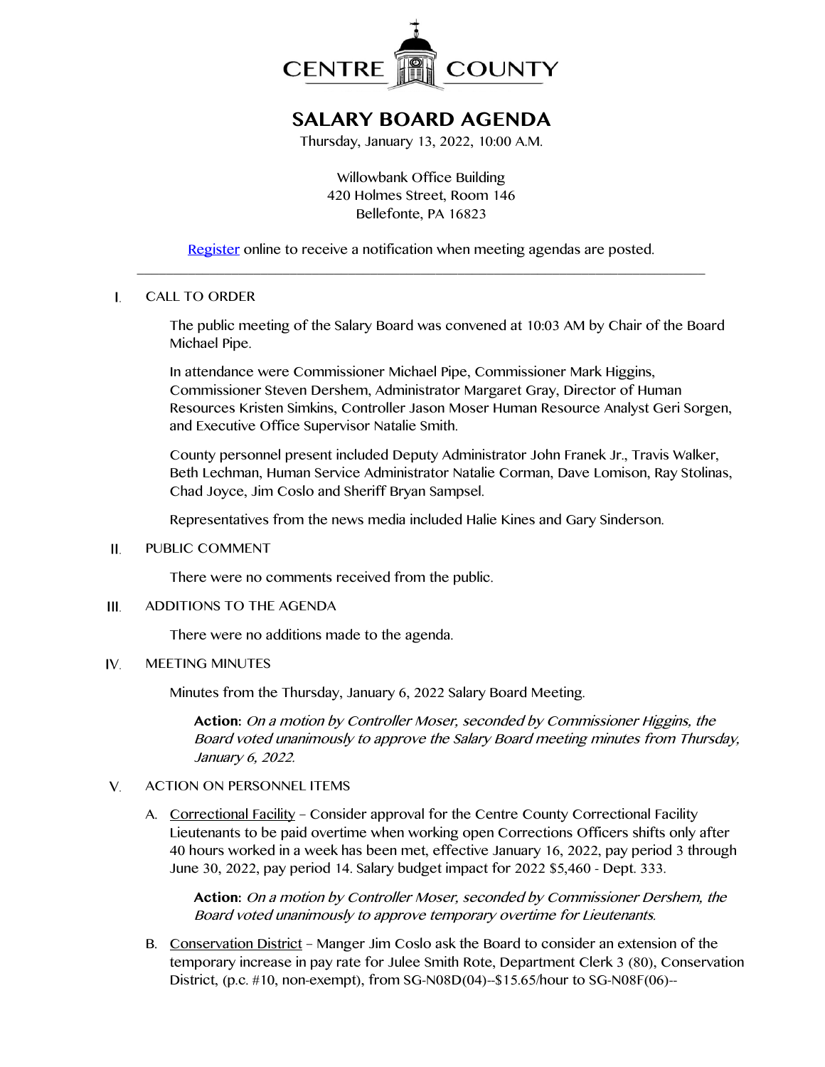CENTRE COUNTY

# SALARY BOARD AGENDA

Thursday, January 13, 2022, 10:00 A.M.

Willowbank Office Building
420 Holmes Street, Room 146
Bellefonte, PA 16823

Register online to receive a notification when meeting agendas are posted.

---

I. CALL TO ORDER

The public meeting of the Salary Board was convened at 10:03 AM by Chair of the Board Michael Pipe.

In attendance were Commissioner Michael Pipe, Commissioner Mark Higgins, Commissioner Steven Dershem, Administrator Margaret Gray, Director of Human Resources Kristen Simkins, Controller Jason Moser Human Resource Analyst Geri Sorgen, and Executive Office Supervisor Natalie Smith.

County personnel present included Deputy Administrator John Franek Jr., Travis Walker, Beth Lechman, Human Service Administrator Natalie Corman, Dave Lomison, Ray Stolinas, Chad Joyce, Jim Coslo and Sheriff Bryan Sampsel.

Representatives from the news media included Halie Kines and Gary Sinderson.

II. PUBLIC COMMENT

There were no comments received from the public.

III. ADDITIONS TO THE AGENDA

There were no additions made to the agenda.

IV. MEETING MINUTES

Minutes from the Thursday, January 6, 2022 Salary Board Meeting.

**Action:** *On a motion by Controller Moser, seconded by Commissioner Higgins, the Board voted unanimously to approve the Salary Board meeting minutes from Thursday, January 6, 2022.*

V. ACTION ON PERSONNEL ITEMS

A. Correctional Facility – Consider approval for the Centre County Correctional Facility Lieutenants to be paid overtime when working open Corrections Officers shifts only after 40 hours worked in a week has been met, effective January 16, 2022, pay period 3 through June 30, 2022, pay period 14. Salary budget impact for 2022 $5,460 - Dept. 333.

**Action:** *On a motion by Controller Moser, seconded by Commissioner Dershem, the Board voted unanimously to approve temporary overtime for Lieutenants.*

B. Conservation District – Manger Jim Coslo ask the Board to consider an extension of the temporary increase in pay rate for Julee Smith Rote, Department Clerk 3 (80), Conservation District, (p.c. #10, non-exempt), from SG-N08D(04)--$15.65/hour to SG-N08F(06)--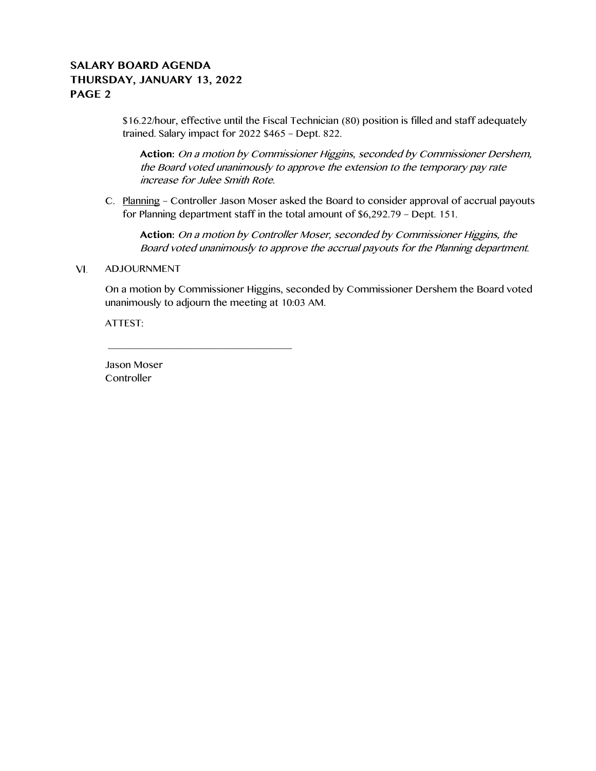$16.22/hour, effective until the Fiscal Technician (80) position is filled and staff adequately trained. Salary impact for 2022 $465 – Dept. 822.

**Action:** *On a motion by Commissioner Higgins, seconded by Commissioner Dershem, the Board voted unanimously to approve the extension to the temporary pay rate increase for Julee Smith Rote.*

C. Planning – Controller Jason Moser asked the Board to consider approval of accrual payouts for Planning department staff in the total amount of $6,292.79 – Dept. 151.

**Action:** *On a motion by Controller Moser, seconded by Commissioner Higgins, the Board voted unanimously to approve the accrual payouts for the Planning department.*

VI. ADJOURNMENT

On a motion by Commissioner Higgins, seconded by Commissioner Dershem the Board voted unanimously to adjourn the meeting at 10:03 AM.

ATTEST:

\_\_\_\_\_\_\_\_\_\_\_\_\_\_\_\_\_\_\_\_\_\_\_\_\_\_\_\_\_\_\_\_\_\_\_\_

Jason Moser
Controller